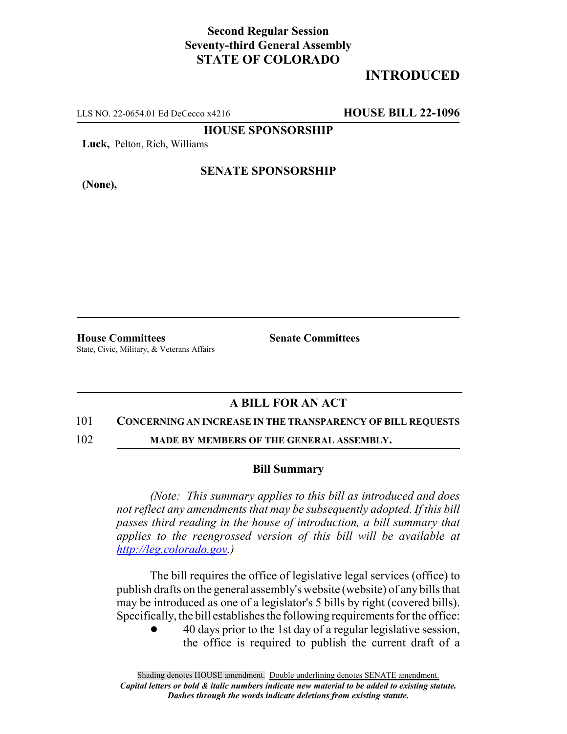**Second Regular Session**
**Seventy-third General Assembly**
**STATE OF COLORADO**

**INTRODUCED**

LLS NO. 22-0654.01 Ed DeCecco x4216 **HOUSE BILL 22-1096**

**HOUSE SPONSORSHIP**

**Luck,** Pelton, Rich, Williams

**SENATE SPONSORSHIP**

**(None),**

**House Committees**
State, Civic, Military, & Veterans Affairs

**Senate Committees**

## A BILL FOR AN ACT

101 **CONCERNING AN INCREASE IN THE TRANSPARENCY OF BILL REQUESTS**
102 **MADE BY MEMBERS OF THE GENERAL ASSEMBLY.**

### Bill Summary

*(Note: This summary applies to this bill as introduced and does not reflect any amendments that may be subsequently adopted. If this bill passes third reading in the house of introduction, a bill summary that applies to the reengrossed version of this bill will be available at http://leg.colorado.gov.)*

The bill requires the office of legislative legal services (office) to publish drafts on the general assembly's website (website) of any bills that may be introduced as one of a legislator's 5 bills by right (covered bills). Specifically, the bill establishes the following requirements for the office:

- 40 days prior to the 1st day of a regular legislative session, the office is required to publish the current draft of a

Shading denotes HOUSE amendment. Double underlining denotes SENATE amendment.
*Capital letters or bold & italic numbers indicate new material to be added to existing statute.*
*Dashes through the words indicate deletions from existing statute.*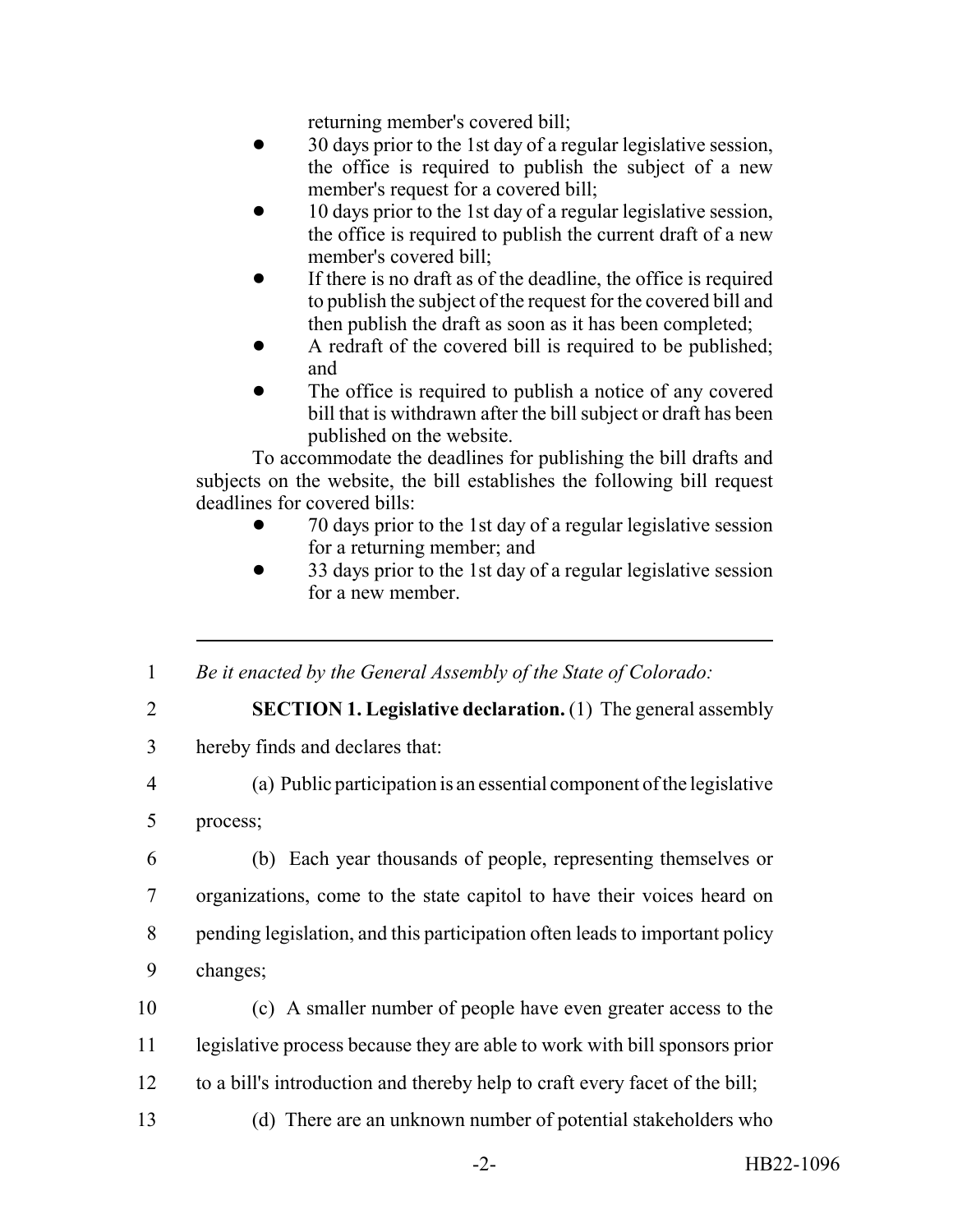returning member's covered bill;

- 30 days prior to the 1st day of a regular legislative session, the office is required to publish the subject of a new member's request for a covered bill;
- 10 days prior to the 1st day of a regular legislative session, the office is required to publish the current draft of a new member's covered bill;
- If there is no draft as of the deadline, the office is required to publish the subject of the request for the covered bill and then publish the draft as soon as it has been completed;
- A redraft of the covered bill is required to be published; and
- The office is required to publish a notice of any covered bill that is withdrawn after the bill subject or draft has been published on the website.

To accommodate the deadlines for publishing the bill drafts and subjects on the website, the bill establishes the following bill request deadlines for covered bills:

- 70 days prior to the 1st day of a regular legislative session for a returning member; and
- 33 days prior to the 1st day of a regular legislative session for a new member.

---

1 *Be it enacted by the General Assembly of the State of Colorado:*

2 **SECTION 1. Legislative declaration.** (1) The general assembly
3 hereby finds and declares that:

4 (a) Public participation is an essential component of the legislative
5 process;

6 (b) Each year thousands of people, representing themselves or
7 organizations, come to the state capitol to have their voices heard on
8 pending legislation, and this participation often leads to important policy
9 changes;

10 (c) A smaller number of people have even greater access to the
11 legislative process because they are able to work with bill sponsors prior
12 to a bill's introduction and thereby help to craft every facet of the bill;

13 (d) There are an unknown number of potential stakeholders who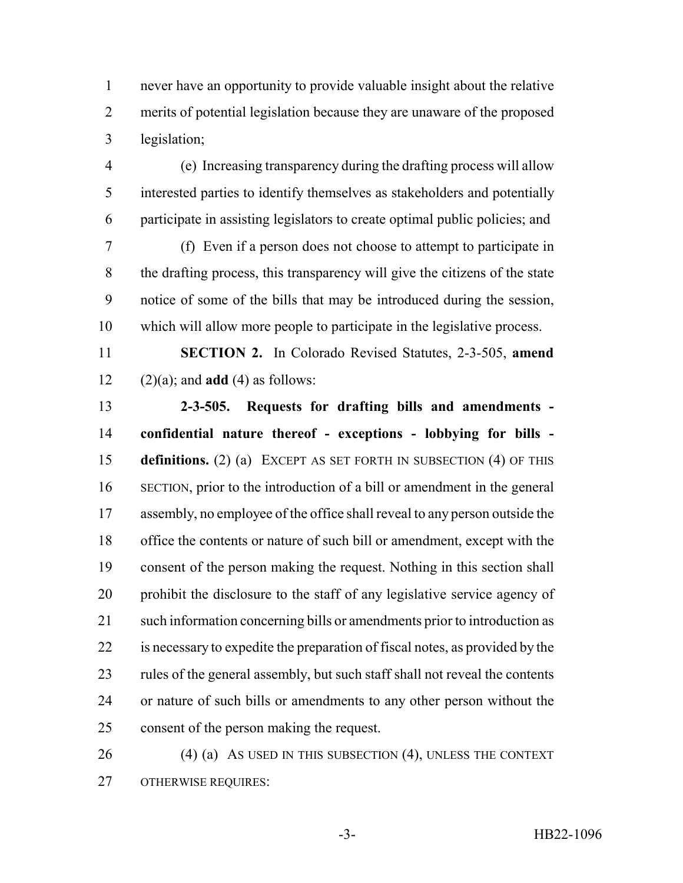never have an opportunity to provide valuable insight about the relative merits of potential legislation because they are unaware of the proposed legislation;

(e) Increasing transparency during the drafting process will allow interested parties to identify themselves as stakeholders and potentially participate in assisting legislators to create optimal public policies; and

(f) Even if a person does not choose to attempt to participate in the drafting process, this transparency will give the citizens of the state notice of some of the bills that may be introduced during the session, which will allow more people to participate in the legislative process.

**SECTION 2.** In Colorado Revised Statutes, 2-3-505, **amend** (2)(a); and **add** (4) as follows:

**2-3-505. Requests for drafting bills and amendments - confidential nature thereof - exceptions - lobbying for bills - definitions.** (2) (a) EXCEPT AS SET FORTH IN SUBSECTION (4) OF THIS SECTION, prior to the introduction of a bill or amendment in the general assembly, no employee of the office shall reveal to any person outside the office the contents or nature of such bill or amendment, except with the consent of the person making the request. Nothing in this section shall prohibit the disclosure to the staff of any legislative service agency of such information concerning bills or amendments prior to introduction as is necessary to expedite the preparation of fiscal notes, as provided by the rules of the general assembly, but such staff shall not reveal the contents or nature of such bills or amendments to any other person without the consent of the person making the request.

(4) (a) AS USED IN THIS SUBSECTION (4), UNLESS THE CONTEXT OTHERWISE REQUIRES: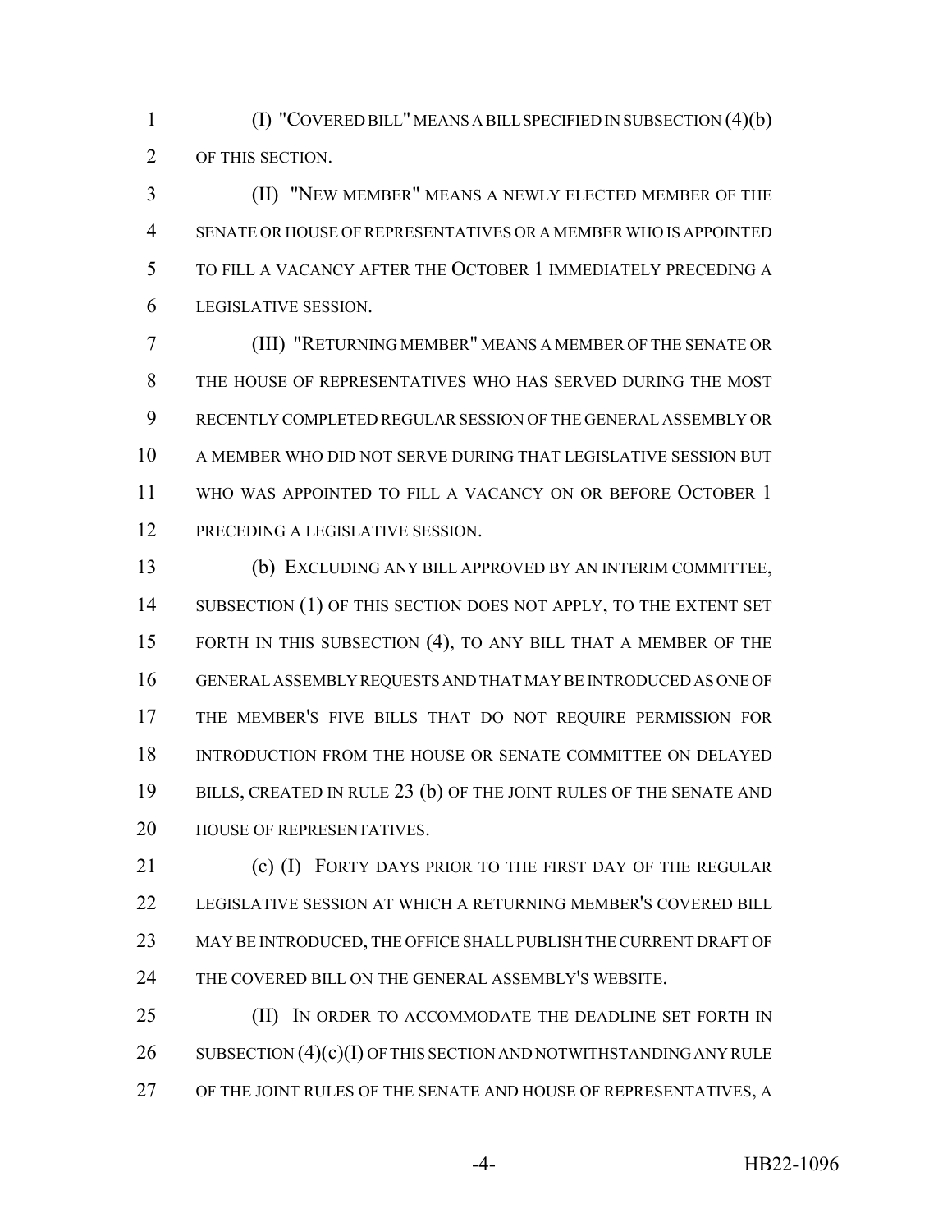(I) "COVERED BILL" MEANS A BILL SPECIFIED IN SUBSECTION (4)(b) OF THIS SECTION.

(II) "NEW MEMBER" MEANS A NEWLY ELECTED MEMBER OF THE SENATE OR HOUSE OF REPRESENTATIVES OR A MEMBER WHO IS APPOINTED TO FILL A VACANCY AFTER THE OCTOBER 1 IMMEDIATELY PRECEDING A LEGISLATIVE SESSION.

(III) "RETURNING MEMBER" MEANS A MEMBER OF THE SENATE OR THE HOUSE OF REPRESENTATIVES WHO HAS SERVED DURING THE MOST RECENTLY COMPLETED REGULAR SESSION OF THE GENERAL ASSEMBLY OR A MEMBER WHO DID NOT SERVE DURING THAT LEGISLATIVE SESSION BUT WHO WAS APPOINTED TO FILL A VACANCY ON OR BEFORE OCTOBER 1 PRECEDING A LEGISLATIVE SESSION.

(b) EXCLUDING ANY BILL APPROVED BY AN INTERIM COMMITTEE, SUBSECTION (1) OF THIS SECTION DOES NOT APPLY, TO THE EXTENT SET FORTH IN THIS SUBSECTION (4), TO ANY BILL THAT A MEMBER OF THE GENERAL ASSEMBLY REQUESTS AND THAT MAY BE INTRODUCED AS ONE OF THE MEMBER'S FIVE BILLS THAT DO NOT REQUIRE PERMISSION FOR INTRODUCTION FROM THE HOUSE OR SENATE COMMITTEE ON DELAYED BILLS, CREATED IN RULE 23 (b) OF THE JOINT RULES OF THE SENATE AND HOUSE OF REPRESENTATIVES.

(c) (I) FORTY DAYS PRIOR TO THE FIRST DAY OF THE REGULAR LEGISLATIVE SESSION AT WHICH A RETURNING MEMBER'S COVERED BILL MAY BE INTRODUCED, THE OFFICE SHALL PUBLISH THE CURRENT DRAFT OF THE COVERED BILL ON THE GENERAL ASSEMBLY'S WEBSITE.

(II) IN ORDER TO ACCOMMODATE THE DEADLINE SET FORTH IN SUBSECTION (4)(c)(I) OF THIS SECTION AND NOTWITHSTANDING ANY RULE OF THE JOINT RULES OF THE SENATE AND HOUSE OF REPRESENTATIVES, A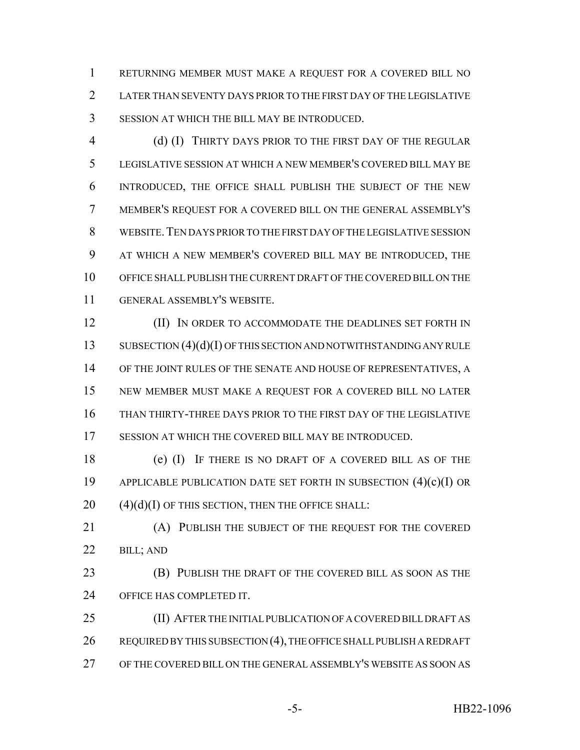RETURNING MEMBER MUST MAKE A REQUEST FOR A COVERED BILL NO LATER THAN SEVENTY DAYS PRIOR TO THE FIRST DAY OF THE LEGISLATIVE SESSION AT WHICH THE BILL MAY BE INTRODUCED.

(d) (I) THIRTY DAYS PRIOR TO THE FIRST DAY OF THE REGULAR LEGISLATIVE SESSION AT WHICH A NEW MEMBER'S COVERED BILL MAY BE INTRODUCED, THE OFFICE SHALL PUBLISH THE SUBJECT OF THE NEW MEMBER'S REQUEST FOR A COVERED BILL ON THE GENERAL ASSEMBLY'S WEBSITE. TEN DAYS PRIOR TO THE FIRST DAY OF THE LEGISLATIVE SESSION AT WHICH A NEW MEMBER'S COVERED BILL MAY BE INTRODUCED, THE OFFICE SHALL PUBLISH THE CURRENT DRAFT OF THE COVERED BILL ON THE GENERAL ASSEMBLY'S WEBSITE.

(II) IN ORDER TO ACCOMMODATE THE DEADLINES SET FORTH IN SUBSECTION (4)(d)(I) OF THIS SECTION AND NOTWITHSTANDING ANY RULE OF THE JOINT RULES OF THE SENATE AND HOUSE OF REPRESENTATIVES, A NEW MEMBER MUST MAKE A REQUEST FOR A COVERED BILL NO LATER THAN THIRTY-THREE DAYS PRIOR TO THE FIRST DAY OF THE LEGISLATIVE SESSION AT WHICH THE COVERED BILL MAY BE INTRODUCED.

(e) (I) IF THERE IS NO DRAFT OF A COVERED BILL AS OF THE APPLICABLE PUBLICATION DATE SET FORTH IN SUBSECTION (4)(c)(I) OR (4)(d)(I) OF THIS SECTION, THEN THE OFFICE SHALL:

(A) PUBLISH THE SUBJECT OF THE REQUEST FOR THE COVERED BILL; AND

(B) PUBLISH THE DRAFT OF THE COVERED BILL AS SOON AS THE OFFICE HAS COMPLETED IT.

(II) AFTER THE INITIAL PUBLICATION OF A COVERED BILL DRAFT AS REQUIRED BY THIS SUBSECTION (4), THE OFFICE SHALL PUBLISH A REDRAFT OF THE COVERED BILL ON THE GENERAL ASSEMBLY'S WEBSITE AS SOON AS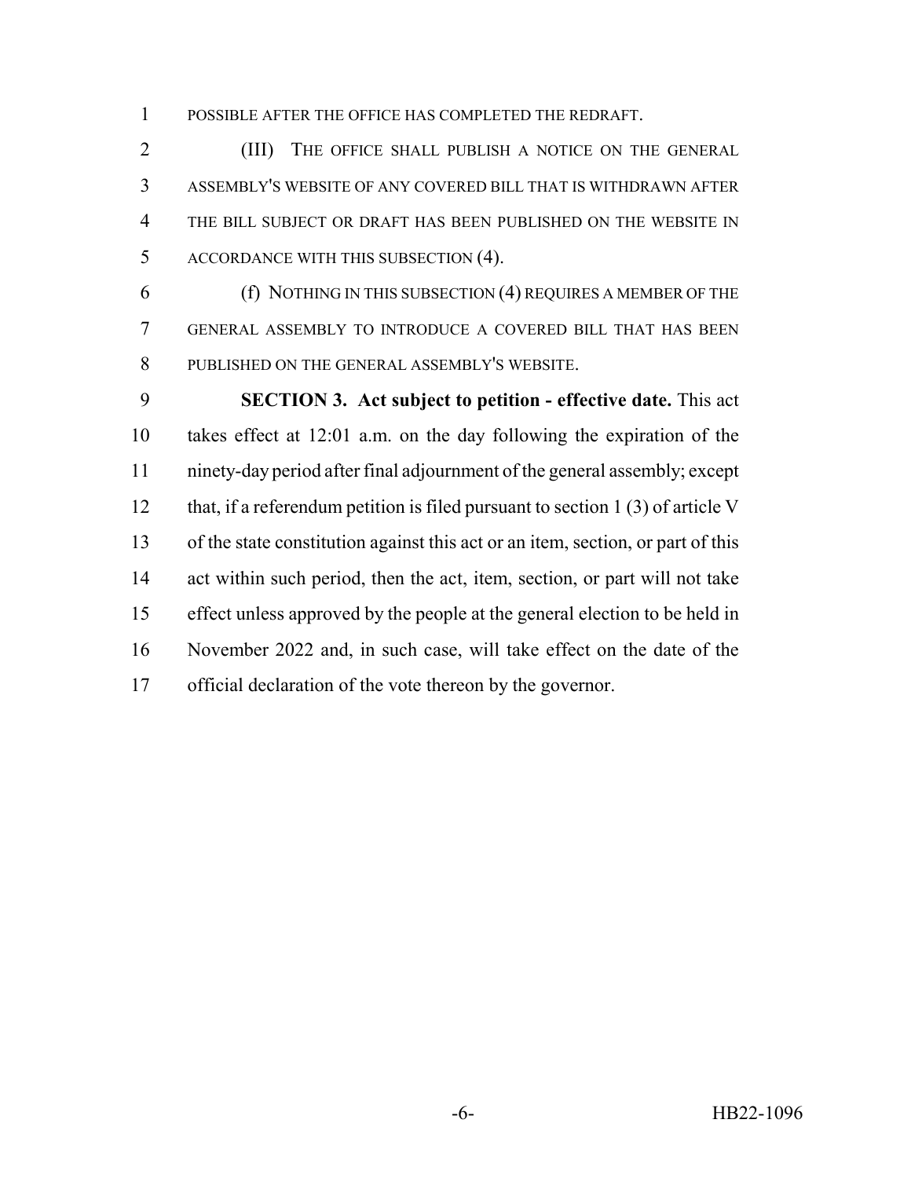POSSIBLE AFTER THE OFFICE HAS COMPLETED THE REDRAFT.

(III) THE OFFICE SHALL PUBLISH A NOTICE ON THE GENERAL ASSEMBLY'S WEBSITE OF ANY COVERED BILL THAT IS WITHDRAWN AFTER THE BILL SUBJECT OR DRAFT HAS BEEN PUBLISHED ON THE WEBSITE IN ACCORDANCE WITH THIS SUBSECTION (4).

(f) NOTHING IN THIS SUBSECTION (4) REQUIRES A MEMBER OF THE GENERAL ASSEMBLY TO INTRODUCE A COVERED BILL THAT HAS BEEN PUBLISHED ON THE GENERAL ASSEMBLY'S WEBSITE.

**SECTION 3. Act subject to petition - effective date.** This act takes effect at 12:01 a.m. on the day following the expiration of the ninety-day period after final adjournment of the general assembly; except that, if a referendum petition is filed pursuant to section 1 (3) of article V of the state constitution against this act or an item, section, or part of this act within such period, then the act, item, section, or part will not take effect unless approved by the people at the general election to be held in November 2022 and, in such case, will take effect on the date of the official declaration of the vote thereon by the governor.